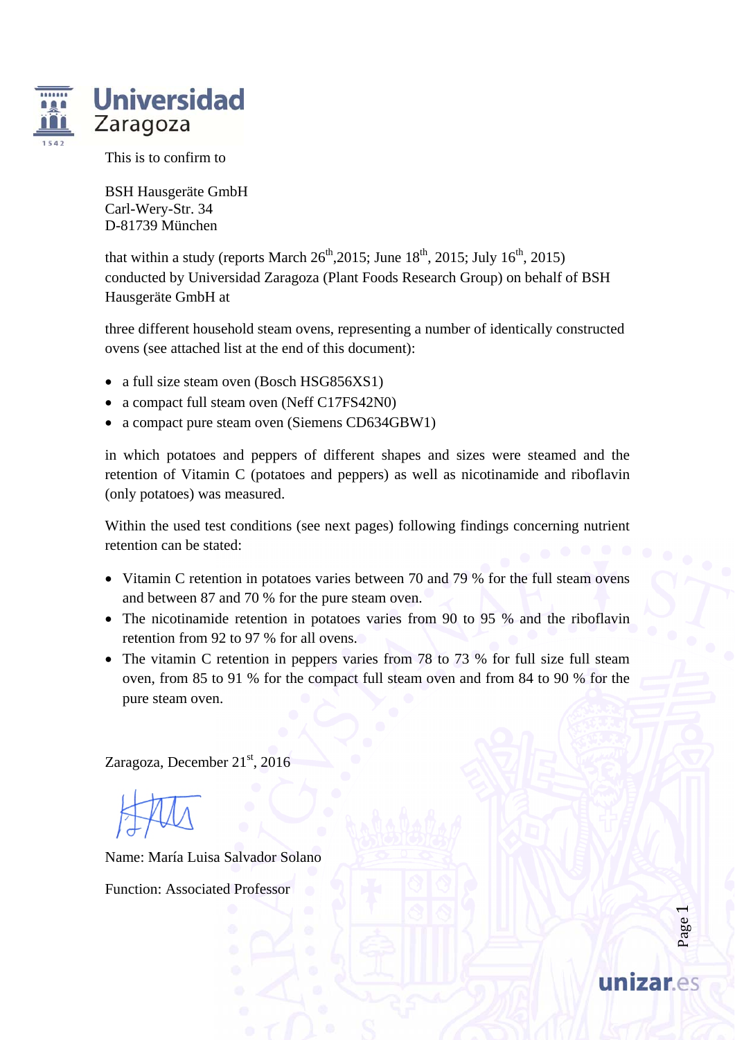This is to confirm to

BSH Hausgeräte GmbH
Carl-Wery-Str. 34
D-81739 München

that within a study (reports March 26th,2015; June 18th, 2015; July 16th, 2015) conducted by Universidad Zaragoza (Plant Foods Research Group) on behalf of BSH Hausgeräte GmbH at

three different household steam ovens, representing a number of identically constructed ovens (see attached list at the end of this document):

- a full size steam oven (Bosch HSG856XS1)
- a compact full steam oven (Neff C17FS42N0)
- a compact pure steam oven (Siemens CD634GBW1)

in which potatoes and peppers of different shapes and sizes were steamed and the retention of Vitamin C (potatoes and peppers) as well as nicotinamide and riboflavin (only potatoes) was measured.

Within the used test conditions (see next pages) following findings concerning nutrient retention can be stated:

- Vitamin C retention in potatoes varies between 70 and 79 % for the full steam ovens and between 87 and 70 % for the pure steam oven.
- The nicotinamide retention in potatoes varies from 90 to 95 % and the riboflavin retention from 92 to 97 % for all ovens.
- The vitamin C retention in peppers varies from 78 to 73 % for full size full steam oven, from 85 to 91 % for the compact full steam oven and from 84 to 90 % for the pure steam oven.

Zaragoza, December 21st, 2016

Name: María Luisa Salvador Solano

Function: Associated Professor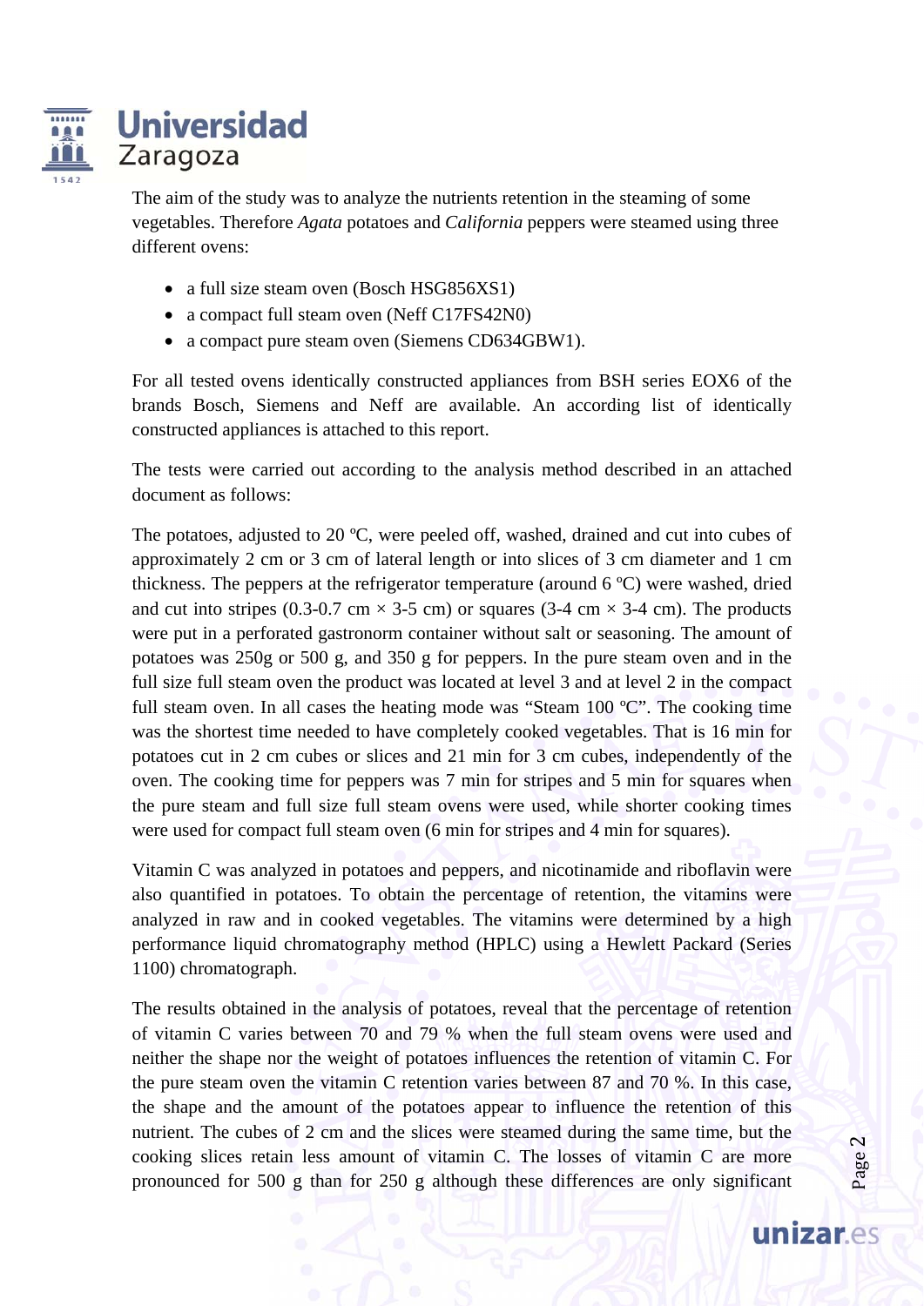The aim of the study was to analyze the nutrients retention in the steaming of some vegetables. Therefore *Agata* potatoes and *California* peppers were steamed using three different ovens:

- a full size steam oven (Bosch HSG856XS1)
- a compact full steam oven (Neff C17FS42N0)
- a compact pure steam oven (Siemens CD634GBW1).

For all tested ovens identically constructed appliances from BSH series EOX6 of the brands Bosch, Siemens and Neff are available. An according list of identically constructed appliances is attached to this report.

The tests were carried out according to the analysis method described in an attached document as follows:

The potatoes, adjusted to 20 ºC, were peeled off, washed, drained and cut into cubes of approximately 2 cm or 3 cm of lateral length or into slices of 3 cm diameter and 1 cm thickness. The peppers at the refrigerator temperature (around 6 ºC) were washed, dried and cut into stripes (0.3-0.7 cm × 3-5 cm) or squares (3-4 cm × 3-4 cm). The products were put in a perforated gastronorm container without salt or seasoning. The amount of potatoes was 250g or 500 g, and 350 g for peppers. In the pure steam oven and in the full size full steam oven the product was located at level 3 and at level 2 in the compact full steam oven. In all cases the heating mode was "Steam 100 ºC". The cooking time was the shortest time needed to have completely cooked vegetables. That is 16 min for potatoes cut in 2 cm cubes or slices and 21 min for 3 cm cubes, independently of the oven. The cooking time for peppers was 7 min for stripes and 5 min for squares when the pure steam and full size full steam ovens were used, while shorter cooking times were used for compact full steam oven (6 min for stripes and 4 min for squares).

Vitamin C was analyzed in potatoes and peppers, and nicotinamide and riboflavin were also quantified in potatoes. To obtain the percentage of retention, the vitamins were analyzed in raw and in cooked vegetables. The vitamins were determined by a high performance liquid chromatography method (HPLC) using a Hewlett Packard (Series 1100) chromatograph.

The results obtained in the analysis of potatoes, reveal that the percentage of retention of vitamin C varies between 70 and 79 % when the full steam ovens were used and neither the shape nor the weight of potatoes influences the retention of vitamin C. For the pure steam oven the vitamin C retention varies between 87 and 70 %. In this case, the shape and the amount of the potatoes appear to influence the retention of this nutrient. The cubes of 2 cm and the slices were steamed during the same time, but the cooking slices retain less amount of vitamin C. The losses of vitamin C are more pronounced for 500 g than for 250 g although these differences are only significant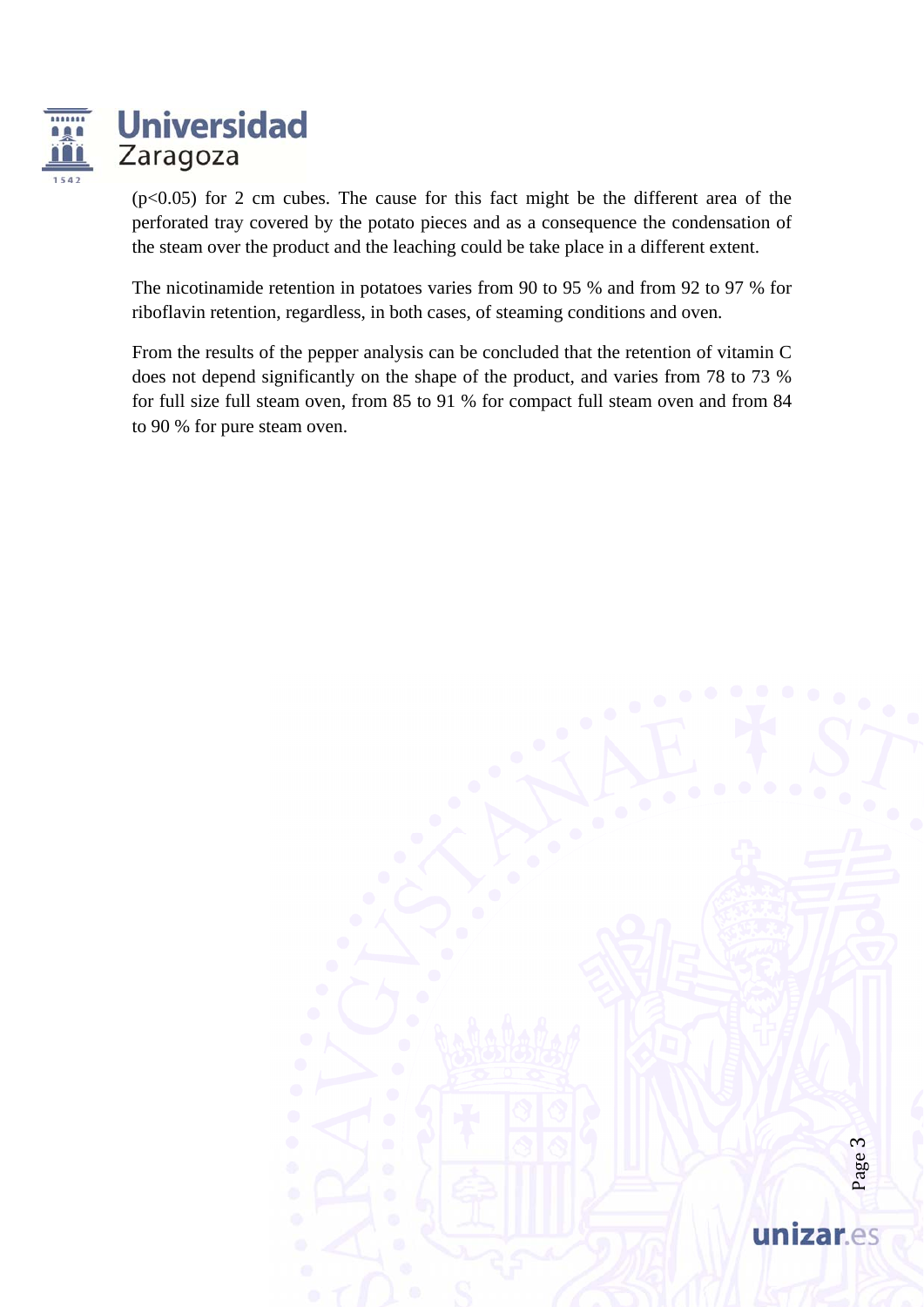($p<0.05$) for 2 cm cubes. The cause for this fact might be the different area of the perforated tray covered by the potato pieces and as a consequence the condensation of the steam over the product and the leaching could be take place in a different extent.

The nicotinamide retention in potatoes varies from 90 to 95 % and from 92 to 97 % for riboflavin retention, regardless, in both cases, of steaming conditions and oven.

From the results of the pepper analysis can be concluded that the retention of vitamin C does not depend significantly on the shape of the product, and varies from 78 to 73 % for full size full steam oven, from 85 to 91 % for compact full steam oven and from 84 to 90 % for pure steam oven.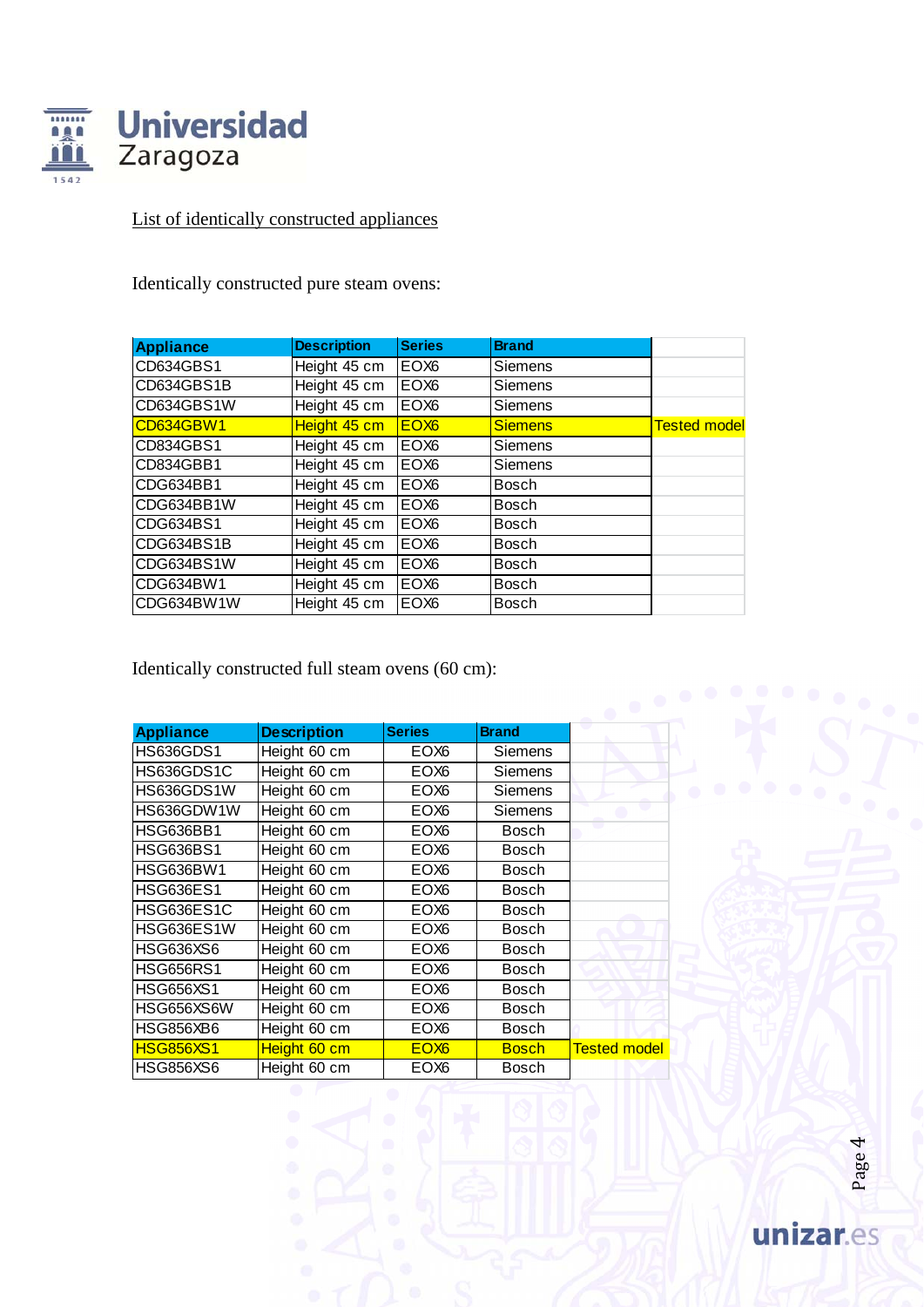List of identically constructed appliances

Identically constructed pure steam ovens:

| Appliance | Description | Series | Brand | |
|---|---|---|---|---|
| CD634GBS1 | Height 45 cm | EOX6 | Siemens | |
| CD634GBS1B | Height 45 cm | EOX6 | Siemens | |
| CD634GBS1W | Height 45 cm | EOX6 | Siemens | |
| CD634GBW1 | Height 45 cm | EOX6 | Siemens | Tested model |
| CD834GBS1 | Height 45 cm | EOX6 | Siemens | |
| CD834GBB1 | Height 45 cm | EOX6 | Siemens | |
| CDG634BB1 | Height 45 cm | EOX6 | Bosch | |
| CDG634BB1W | Height 45 cm | EOX6 | Bosch | |
| CDG634BS1 | Height 45 cm | EOX6 | Bosch | |
| CDG634BS1B | Height 45 cm | EOX6 | Bosch | |
| CDG634BS1W | Height 45 cm | EOX6 | Bosch | |
| CDG634BW1 | Height 45 cm | EOX6 | Bosch | |
| CDG634BW1W | Height 45 cm | EOX6 | Bosch | |

Identically constructed full steam ovens (60 cm):

| Appliance | Description | Series | Brand | |
|---|---|---|---|---|
| HS636GDS1 | Height 60 cm | EOX6 | Siemens | |
| HS636GDS1C | Height 60 cm | EOX6 | Siemens | |
| HS636GDS1W | Height 60 cm | EOX6 | Siemens | |
| HS636GDW1W | Height 60 cm | EOX6 | Siemens | |
| HSG636BB1 | Height 60 cm | EOX6 | Bosch | |
| HSG636BS1 | Height 60 cm | EOX6 | Bosch | |
| HSG636BW1 | Height 60 cm | EOX6 | Bosch | |
| HSG636ES1 | Height 60 cm | EOX6 | Bosch | |
| HSG636ES1C | Height 60 cm | EOX6 | Bosch | |
| HSG636ES1W | Height 60 cm | EOX6 | Bosch | |
| HSG636XS6 | Height 60 cm | EOX6 | Bosch | |
| HSG656RS1 | Height 60 cm | EOX6 | Bosch | |
| HSG656XS1 | Height 60 cm | EOX6 | Bosch | |
| HSG656XS6W | Height 60 cm | EOX6 | Bosch | |
| HSG856XB6 | Height 60 cm | EOX6 | Bosch | |
| HSG856XS1 | Height 60 cm | EOX6 | Bosch | Tested model |
| HSG856XS6 | Height 60 cm | EOX6 | Bosch | |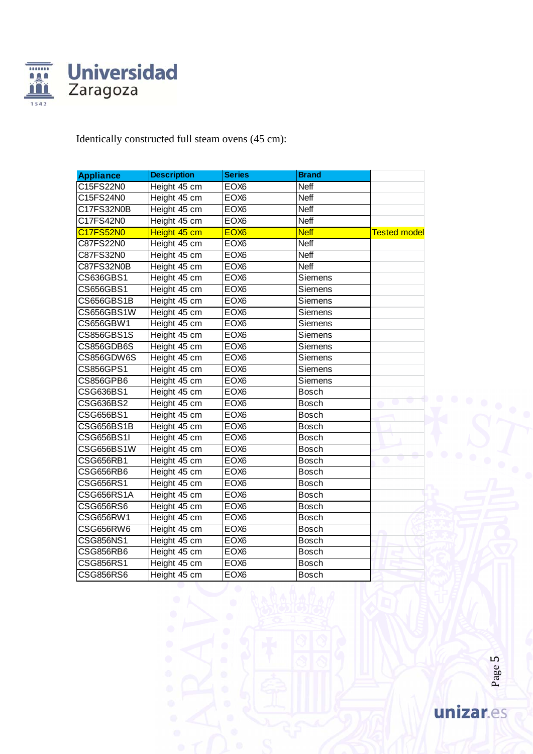Identically constructed full steam ovens (45 cm):

| Appliance | Description | Series | Brand | |
|---|---|---|---|---|
| C15FS22N0 | Height 45 cm | EOX6 | Neff | |
| C15FS24N0 | Height 45 cm | EOX6 | Neff | |
| C17FS32N0B | Height 45 cm | EOX6 | Neff | |
| C17FS42N0 | Height 45 cm | EOX6 | Neff | |
| C17FS52N0 | Height 45 cm | EOX6 | Neff | Tested model |
| C87FS22N0 | Height 45 cm | EOX6 | Neff | |
| C87FS32N0 | Height 45 cm | EOX6 | Neff | |
| C87FS32N0B | Height 45 cm | EOX6 | Neff | |
| CS636GBS1 | Height 45 cm | EOX6 | Siemens | |
| CS656GBS1 | Height 45 cm | EOX6 | Siemens | |
| CS656GBS1B | Height 45 cm | EOX6 | Siemens | |
| CS656GBS1W | Height 45 cm | EOX6 | Siemens | |
| CS656GBW1 | Height 45 cm | EOX6 | Siemens | |
| CS856GBS1S | Height 45 cm | EOX6 | Siemens | |
| CS856GDB6S | Height 45 cm | EOX6 | Siemens | |
| CS856GDW6S | Height 45 cm | EOX6 | Siemens | |
| CS856GPS1 | Height 45 cm | EOX6 | Siemens | |
| CS856GPB6 | Height 45 cm | EOX6 | Siemens | |
| CSG636BS1 | Height 45 cm | EOX6 | Bosch | |
| CSG636BS2 | Height 45 cm | EOX6 | Bosch | |
| CSG656BS1 | Height 45 cm | EOX6 | Bosch | |
| CSG656BS1B | Height 45 cm | EOX6 | Bosch | |
| CSG656BS1I | Height 45 cm | EOX6 | Bosch | |
| CSG656BS1W | Height 45 cm | EOX6 | Bosch | |
| CSG656RB1 | Height 45 cm | EOX6 | Bosch | |
| CSG656RB6 | Height 45 cm | EOX6 | Bosch | |
| CSG656RS1 | Height 45 cm | EOX6 | Bosch | |
| CSG656RS1A | Height 45 cm | EOX6 | Bosch | |
| CSG656RS6 | Height 45 cm | EOX6 | Bosch | |
| CSG656RW1 | Height 45 cm | EOX6 | Bosch | |
| CSG656RW6 | Height 45 cm | EOX6 | Bosch | |
| CSG856NS1 | Height 45 cm | EOX6 | Bosch | |
| CSG856RB6 | Height 45 cm | EOX6 | Bosch | |
| CSG856RS1 | Height 45 cm | EOX6 | Bosch | |
| CSG856RS6 | Height 45 cm | EOX6 | Bosch | |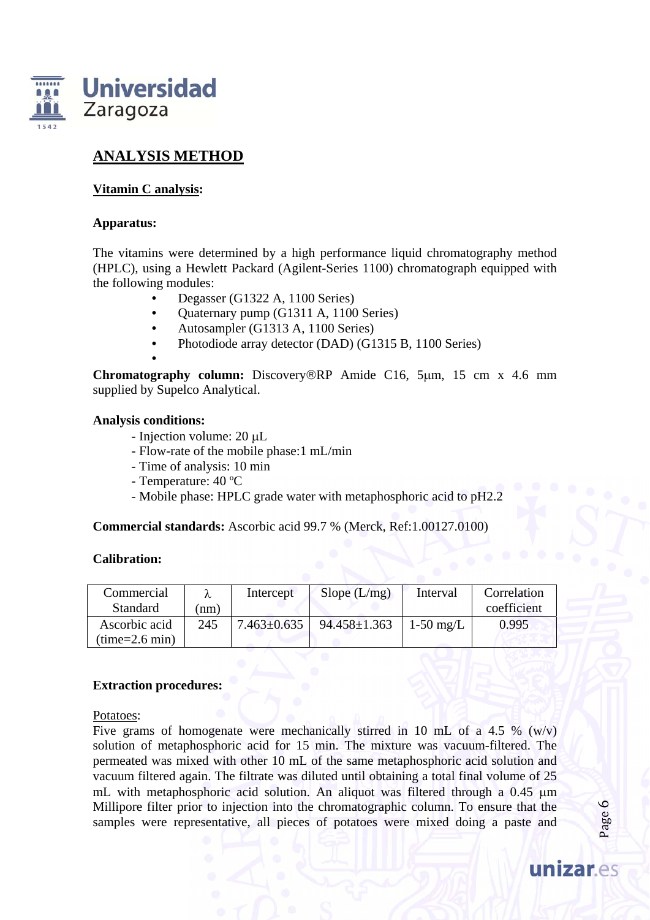## ANALYSIS METHOD

### Vitamin C analysis:

**Apparatus:**

The vitamins were determined by a high performance liquid chromatography method (HPLC), using a Hewlett Packard (Agilent-Series 1100) chromatograph equipped with the following modules:

- Degasser (G1322 A, 1100 Series)
- Quaternary pump (G1311 A, 1100 Series)
- Autosampler (G1313 A, 1100 Series)
- Photodiode array detector (DAD) (G1315 B, 1100 Series)
-

**Chromatography column:** Discovery®RP Amide C16, 5µm, 15 cm x 4.6 mm supplied by Supelco Analytical.

**Analysis conditions:**

- Injection volume: 20 µL
- Flow-rate of the mobile phase:1 mL/min
- Time of analysis: 10 min
- Temperature: 40 ºC
- Mobile phase: HPLC grade water with metaphosphoric acid to pH2.2

**Commercial standards:** Ascorbic acid 99.7 % (Merck, Ref:1.00127.0100)

**Calibration:**

| Commercial Standard | λ (nm) | Intercept | Slope (L/mg) | Interval | Correlation coefficient |
|---|---|---|---|---|---|
| Ascorbic acid (time=2.6 min) | 245 | 7.463±0.635 | 94.458±1.363 | 1-50 mg/L | 0.995 |

**Extraction procedures:**

Potatoes:

Five grams of homogenate were mechanically stirred in 10 mL of a 4.5 % (w/v) solution of metaphosphoric acid for 15 min. The mixture was vacuum-filtered. The permeated was mixed with other 10 mL of the same metaphosphoric acid solution and vacuum filtered again. The filtrate was diluted until obtaining a total final volume of 25 mL with metaphosphoric acid solution. An aliquot was filtered through a 0.45 µm Millipore filter prior to injection into the chromatographic column. To ensure that the samples were representative, all pieces of potatoes were mixed doing a paste and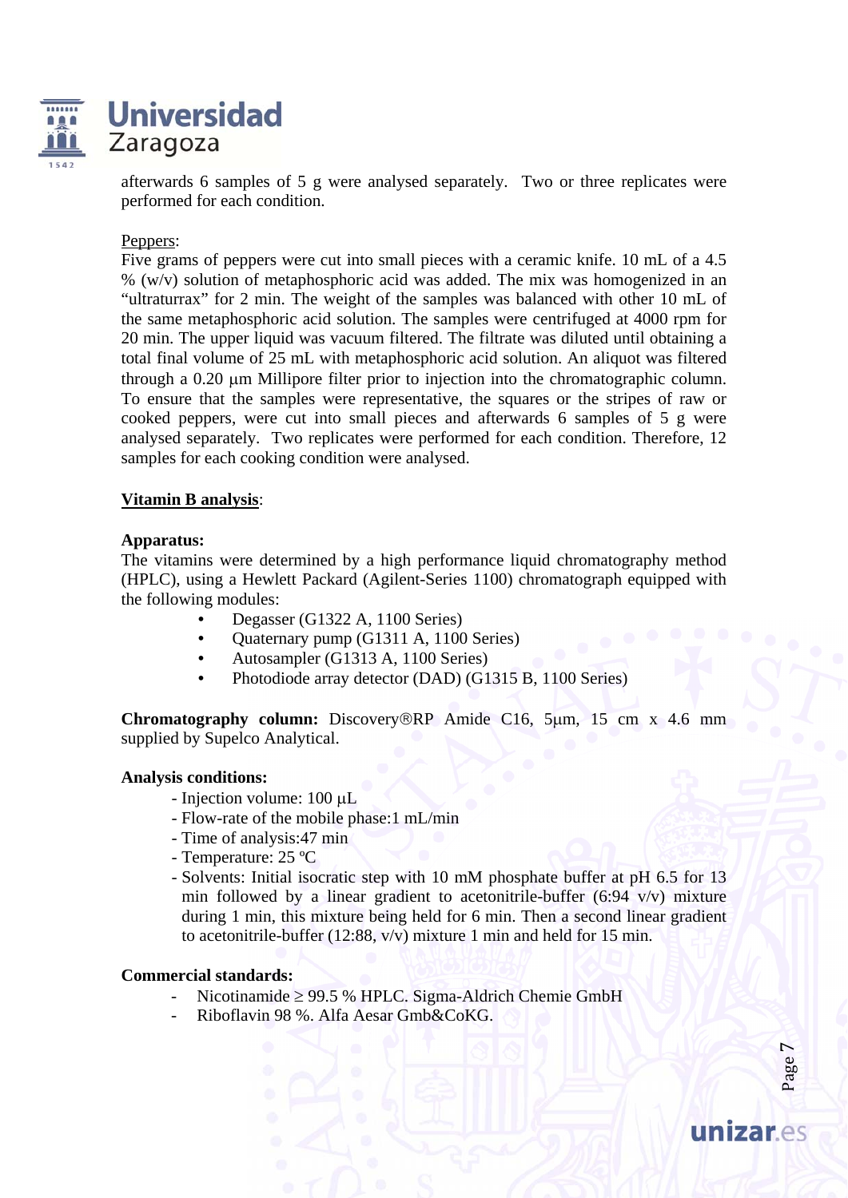afterwards 6 samples of 5 g were analysed separately. Two or three replicates were performed for each condition.

Peppers:

Five grams of peppers were cut into small pieces with a ceramic knife. 10 mL of a 4.5 % (w/v) solution of metaphosphoric acid was added. The mix was homogenized in an "ultraturrax" for 2 min. The weight of the samples was balanced with other 10 mL of the same metaphosphoric acid solution. The samples were centrifuged at 4000 rpm for 20 min. The upper liquid was vacuum filtered. The filtrate was diluted until obtaining a total final volume of 25 mL with metaphosphoric acid solution. An aliquot was filtered through a 0.20 μm Millipore filter prior to injection into the chromatographic column. To ensure that the samples were representative, the squares or the stripes of raw or cooked peppers, were cut into small pieces and afterwards 6 samples of 5 g were analysed separately. Two replicates were performed for each condition. Therefore, 12 samples for each cooking condition were analysed.

**Vitamin B analysis**:

**Apparatus:**

The vitamins were determined by a high performance liquid chromatography method (HPLC), using a Hewlett Packard (Agilent-Series 1100) chromatograph equipped with the following modules:

- Degasser (G1322 A, 1100 Series)
- Quaternary pump (G1311 A, 1100 Series)
- Autosampler (G1313 A, 1100 Series)
- Photodiode array detector (DAD) (G1315 B, 1100 Series)

**Chromatography column:** Discovery®RP Amide C16, 5μm, 15 cm x 4.6 mm supplied by Supelco Analytical.

**Analysis conditions:**

- Injection volume: 100 μL
- Flow-rate of the mobile phase:1 mL/min
- Time of analysis:47 min
- Temperature: 25 ºC
- Solvents: Initial isocratic step with 10 mM phosphate buffer at pH 6.5 for 13 min followed by a linear gradient to acetonitrile-buffer (6:94 v/v) mixture during 1 min, this mixture being held for 6 min. Then a second linear gradient to acetonitrile-buffer (12:88, v/v) mixture 1 min and held for 15 min.

**Commercial standards:**

- Nicotinamide ≥ 99.5 % HPLC. Sigma-Aldrich Chemie GmbH
- Riboflavin 98 %. Alfa Aesar Gmb&CoKG.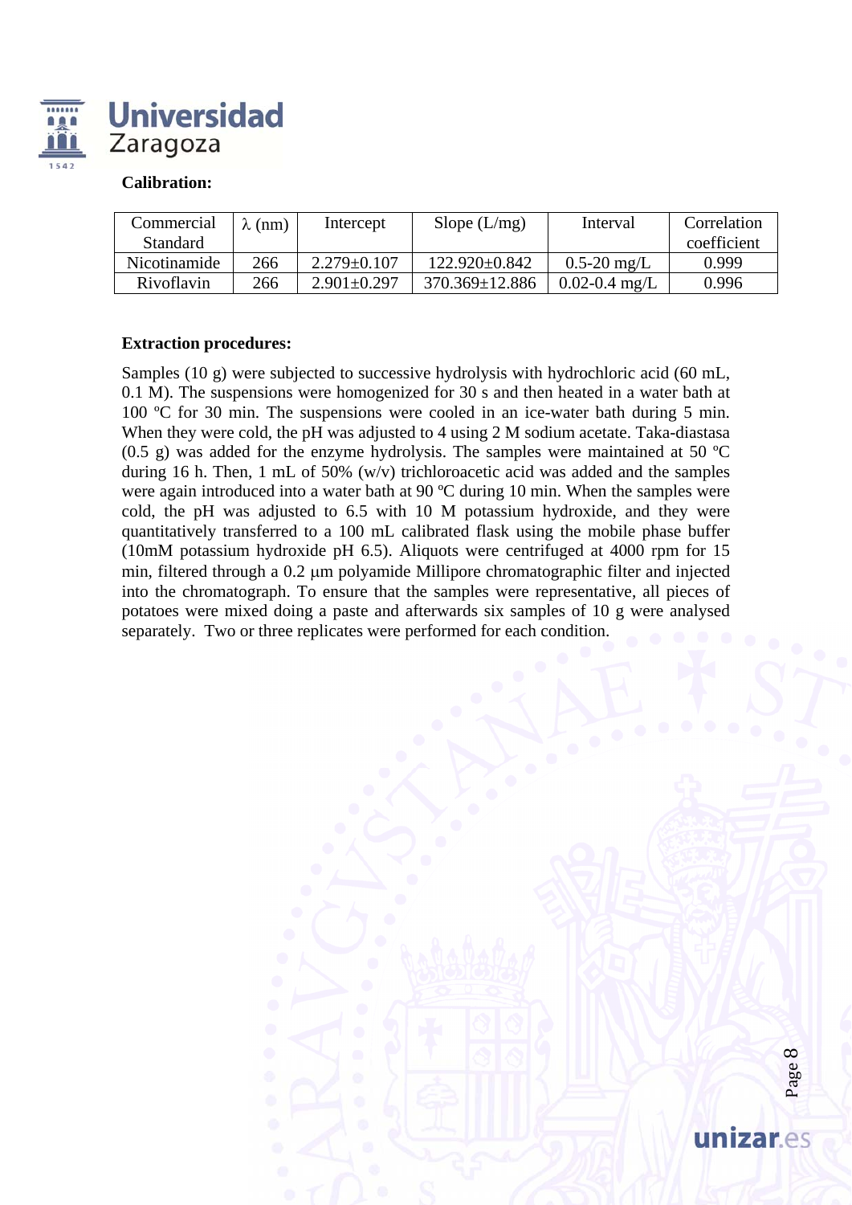**Calibration:**

| Commercial Standard | λ (nm) | Intercept | Slope (L/mg) | Interval | Correlation coefficient |
|---|---|---|---|---|---|
| Nicotinamide | 266 | 2.279±0.107 | 122.920±0.842 | 0.5-20 mg/L | 0.999 |
| Rivoflavin | 266 | 2.901±0.297 | 370.369±12.886 | 0.02-0.4 mg/L | 0.996 |

**Extraction procedures:**

Samples (10 g) were subjected to successive hydrolysis with hydrochloric acid (60 mL, 0.1 M). The suspensions were homogenized for 30 s and then heated in a water bath at 100 ºC for 30 min. The suspensions were cooled in an ice-water bath during 5 min. When they were cold, the pH was adjusted to 4 using 2 M sodium acetate. Taka-diastasa (0.5 g) was added for the enzyme hydrolysis. The samples were maintained at 50 ºC during 16 h. Then, 1 mL of 50% (w/v) trichloroacetic acid was added and the samples were again introduced into a water bath at 90 ºC during 10 min. When the samples were cold, the pH was adjusted to 6.5 with 10 M potassium hydroxide, and they were quantitatively transferred to a 100 mL calibrated flask using the mobile phase buffer (10mM potassium hydroxide pH 6.5). Aliquots were centrifuged at 4000 rpm for 15 min, filtered through a 0.2 µm polyamide Millipore chromatographic filter and injected into the chromatograph. To ensure that the samples were representative, all pieces of potatoes were mixed doing a paste and afterwards six samples of 10 g were analysed separately. Two or three replicates were performed for each condition.